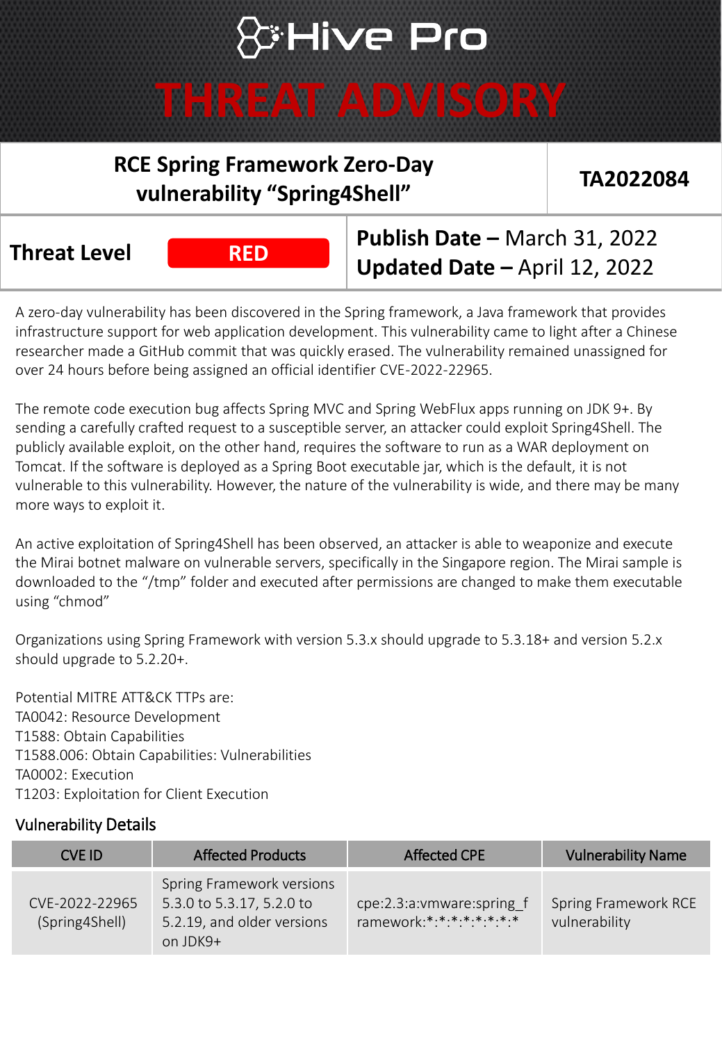# Hive Pro

# THREAT ADVISORY

| RCE Spring Framework Zero-Day vulnerability "Spring4Shell" | TA2022084 |
|---|---|

| Threat Level | RED | Publish Date – March 31, 2022<br>Updated Date – April 12, 2022 |
|---|---|---|

A zero-day vulnerability has been discovered in the Spring framework, a Java framework that provides infrastructure support for web application development. This vulnerability came to light after a Chinese researcher made a GitHub commit that was quickly erased. The vulnerability remained unassigned for over 24 hours before being assigned an official identifier CVE-2022-22965.

The remote code execution bug affects Spring MVC and Spring WebFlux apps running on JDK 9+. By sending a carefully crafted request to a susceptible server, an attacker could exploit Spring4Shell. The publicly available exploit, on the other hand, requires the software to run as a WAR deployment on Tomcat. If the software is deployed as a Spring Boot executable jar, which is the default, it is not vulnerable to this vulnerability. However, the nature of the vulnerability is wide, and there may be many more ways to exploit it.

An active exploitation of Spring4Shell has been observed, an attacker is able to weaponize and execute the Mirai botnet malware on vulnerable servers, specifically in the Singapore region. The Mirai sample is downloaded to the "/tmp" folder and executed after permissions are changed to make them executable using "chmod"

Organizations using Spring Framework with version 5.3.x should upgrade to 5.3.18+ and version 5.2.x should upgrade to 5.2.20+.

Potential MITRE ATT&CK TTPs are:
TA0042: Resource Development
T1588: Obtain Capabilities
T1588.006: Obtain Capabilities: Vulnerabilities
TA0002: Execution
T1203: Exploitation for Client Execution

## Vulnerability Details

| CVE ID | Affected Products | Affected CPE | Vulnerability Name |
|---|---|---|---|
| CVE-2022-22965 (Spring4Shell) | Spring Framework versions 5.3.0 to 5.3.17, 5.2.0 to 5.2.19, and older versions on JDK9+ | cpe:2.3:a:vmware:spring_framework:*:*:*:*:*:*:*:* | Spring Framework RCE vulnerability |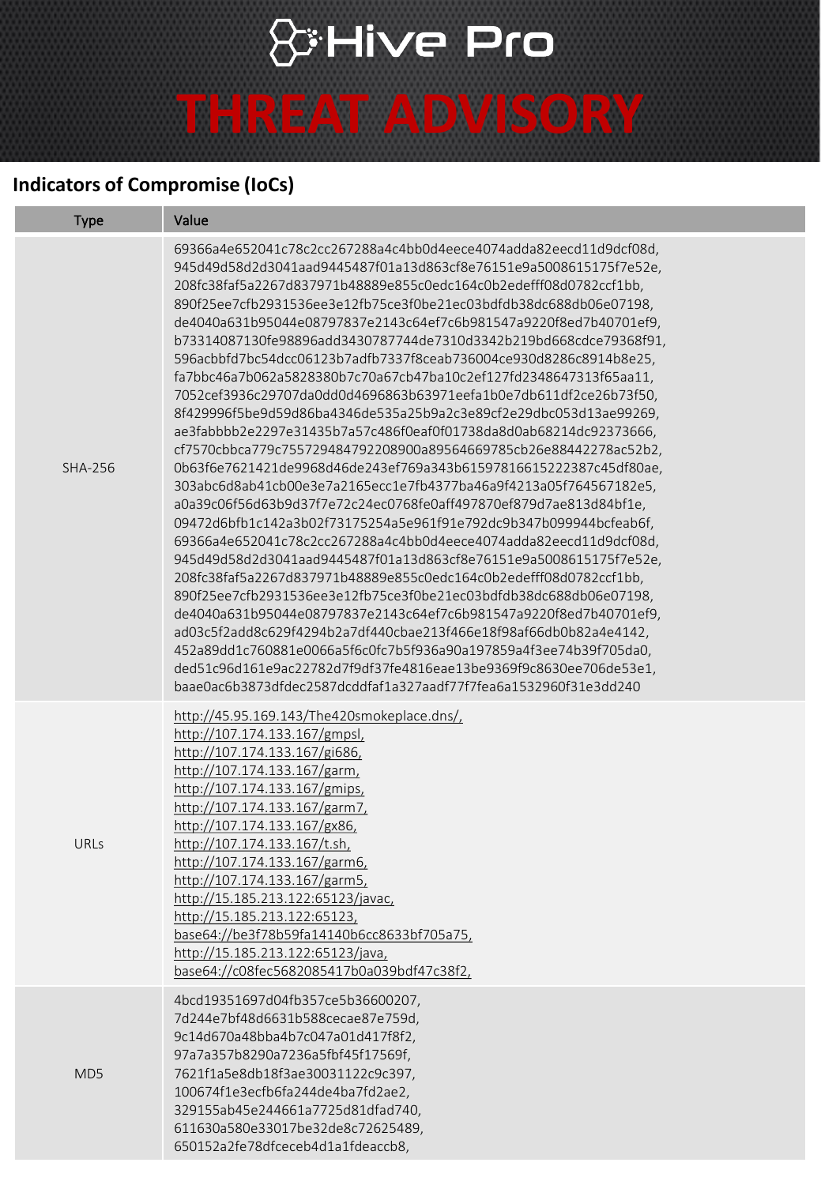## Indicators of Compromise (IoCs)

| Type | Value |
|---|---|
| SHA-256 | 69366a4e652041c78c2cc267288a4c4bb0d4eece4074adda82eecd11d9dcf08d, 945d49d58d2d3041aad9445487f01a13d863cf8e76151e9a5008615175f7e52e, 208fc38faf5a2267d837971b48889e855c0edc164c0b2edefff08d0782ccf1bb, 890f25ee7cfb2931536ee3e12fb75ce3f0be21ec03bdfdb38dc688db06e07198, de4040a631b95044e08797837e2143c64ef7c6b981547a9220f8ed7b40701ef9, b73314087130fe98896add3430787744de7310d3342b219bd668cdce79368f91, 596acbbfd7bc54dcc06123b7adfb7337f8ceab736004ce930d8286c8914b8e25, fa7bbc46a7b062a5828380b7c70a67cb47ba10c2ef127fd2348647313f65aa11, 7052cef3936c29707da0dd0d4696863b63971eefa1b0e7db611df2ce26b73f50, 8f429996f5be9d59d86ba4346de535a25b9a2c3e89cf2e29dbc053d13ae99269, ae3fabbbb2e2297e31435b7a57c486f0eaf0f01738da8d0ab68214dc92373666, cf7570cbbca779c755729484792208900a89564669785cb26e88442278ac52b2, 0b63f6e7621421de9968d46de243ef769a343b61597816615222387c45df80ae, 303abc6d8ab41cb00e3e7a2165ecc1e7fb4377ba46a9f4213a05f764567182e5, a0a39c06f56d63b9d37f7e72c24ec0768fe0aff497870ef879d7ae813d84bf1e, 09472d6bfb1c142a3b02f73175254a5e961f91e792dc9b347b099944bcfeab6f, 69366a4e652041c78c2cc267288a4c4bb0d4eece4074adda82eecd11d9dcf08d, 945d49d58d2d3041aad9445487f01a13d863cf8e76151e9a5008615175f7e52e, 208fc38faf5a2267d837971b48889e855c0edc164c0b2edefff08d0782ccf1bb, 890f25ee7cfb2931536ee3e12fb75ce3f0be21ec03bdfdb38dc688db06e07198, de4040a631b95044e08797837e2143c64ef7c6b981547a9220f8ed7b40701ef9, ad03c5f2add8c629f4294b2a7df440cbae213f466e18f98af66db0b82a4e4142, 452a89dd1c760881e0066a5f6c0fc7b5f936a90a197859a4f3ee74b39f705da0, ded51c96d161e9ac22782d7f9df37fe4816eae13be9369f9c8630ee706de53e1, baae0ac6b3873dfdec2587dcddfaf1a327aadf77f7fea6a1532960f31e3dd240 |
| URLs | http://45.95.169.143/The420smokeplace.dns/, http://107.174.133.167/gmpsl, http://107.174.133.167/gi686, http://107.174.133.167/garm, http://107.174.133.167/gmips, http://107.174.133.167/garm7, http://107.174.133.167/gx86, http://107.174.133.167/t.sh, http://107.174.133.167/garm6, http://107.174.133.167/garm5, http://15.185.213.122:65123/javac, http://15.185.213.122:65123, base64://be3f78b59fa14140b6cc8633bf705a75, http://15.185.213.122:65123/java, base64://c08fec5682085417b0a039bdf47c38f2, |
| MD5 | 4bcd19351697d04fb357ce5b36600207, 7d244e7bf48d6631b588cecae87e759d, 9c14d670a48bba4b7c047a01d417f8f2, 97a7a357b8290a7236a5fbf45f17569f, 7621f1a5e8db18f3ae30031122c9c397, 100674f1e3ecfb6fa244de4ba7fd2ae2, 329155ab45e244661a7725d81dfad740, 611630a580e33017be32de8c72625489, 650152a2fe78dfceceb4d1a1fdeaccb8, |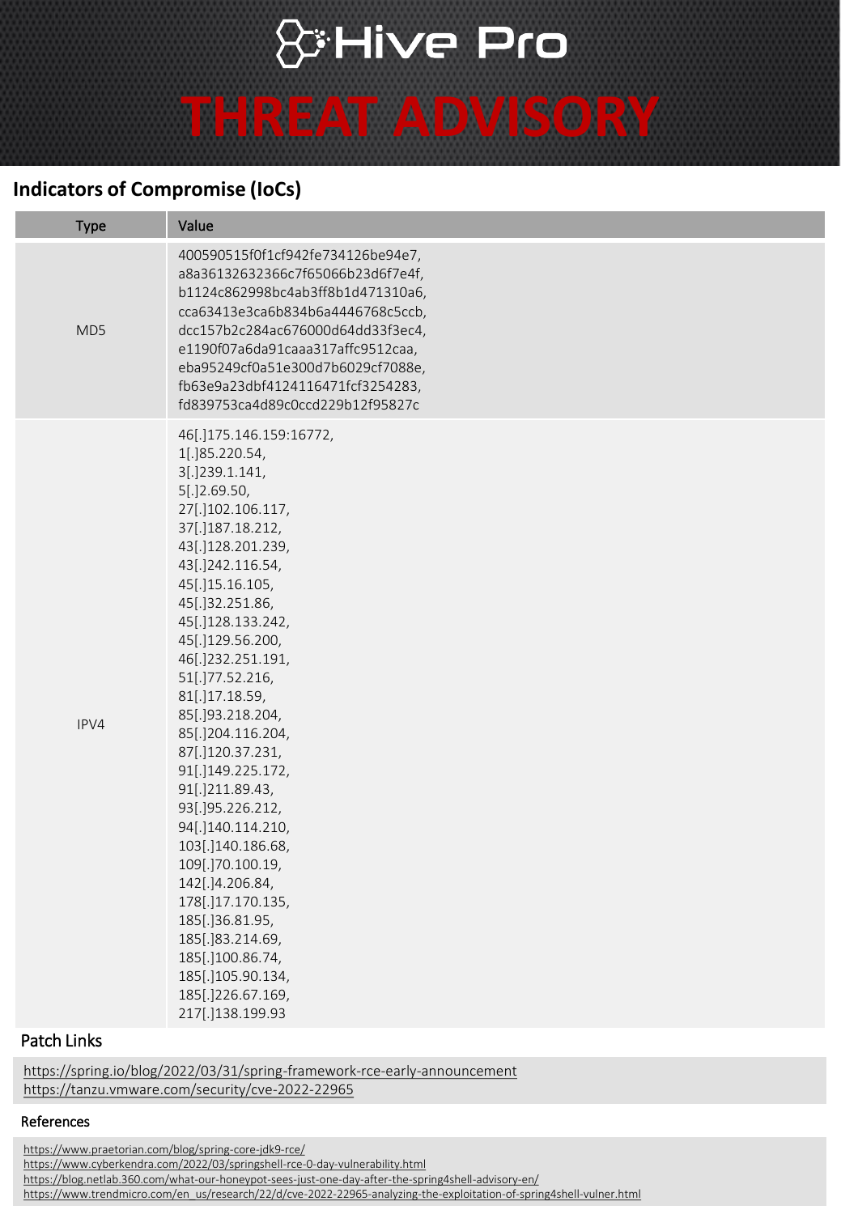## Indicators of Compromise (IoCs)

| Type | Value |
|---|---|
| MD5 | 400590515f0f1cf942fe734126be94e7, a8a36132632366c7f65066b23d6f7e4f, b1124c862998bc4ab3ff8b1d471310a6, cca63413e3ca6b834b6a4446768c5ccb, dcc157b2c284ac676000d64dd33f3ec4, e1190f07a6da91caaa317affc9512caa, eba95249cf0a51e300d7b6029cf7088e, fb63e9a23dbf4124116471fcf3254283, fd839753ca4d89c0ccd229b12f95827c |
| IPV4 | 46[.]175.146.159:16772, 1[.]85.220.54, 3[.]239.1.141, 5[.]2.69.50, 27[.]102.106.117, 37[.]187.18.212, 43[.]128.201.239, 43[.]242.116.54, 45[.]15.16.105, 45[.]32.251.86, 45[.]128.133.242, 45[.]129.56.200, 46[.]232.251.191, 51[.]77.52.216, 81[.]17.18.59, 85[.]93.218.204, 85[.]204.116.204, 87[.]120.37.231, 91[.]149.225.172, 91[.]211.89.43, 93[.]95.226.212, 94[.]140.114.210, 103[.]140.186.68, 109[.]70.100.19, 142[.]4.206.84, 178[.]17.170.135, 185[.]36.81.95, 185[.]83.214.69, 185[.]100.86.74, 185[.]105.90.134, 185[.]226.67.169, 217[.]138.199.93 |

## Patch Links

https://spring.io/blog/2022/03/31/spring-framework-rce-early-announcement
https://tanzu.vmware.com/security/cve-2022-22965

### References

https://www.praetorian.com/blog/spring-core-jdk9-rce/
https://www.cyberkendra.com/2022/03/springshell-rce-0-day-vulnerability.html
https://blog.netlab.360.com/what-our-honeypot-sees-just-one-day-after-the-spring4shell-advisory-en/
https://www.trendmicro.com/en_us/research/22/d/cve-2022-22965-analyzing-the-exploitation-of-spring4shell-vulner.html